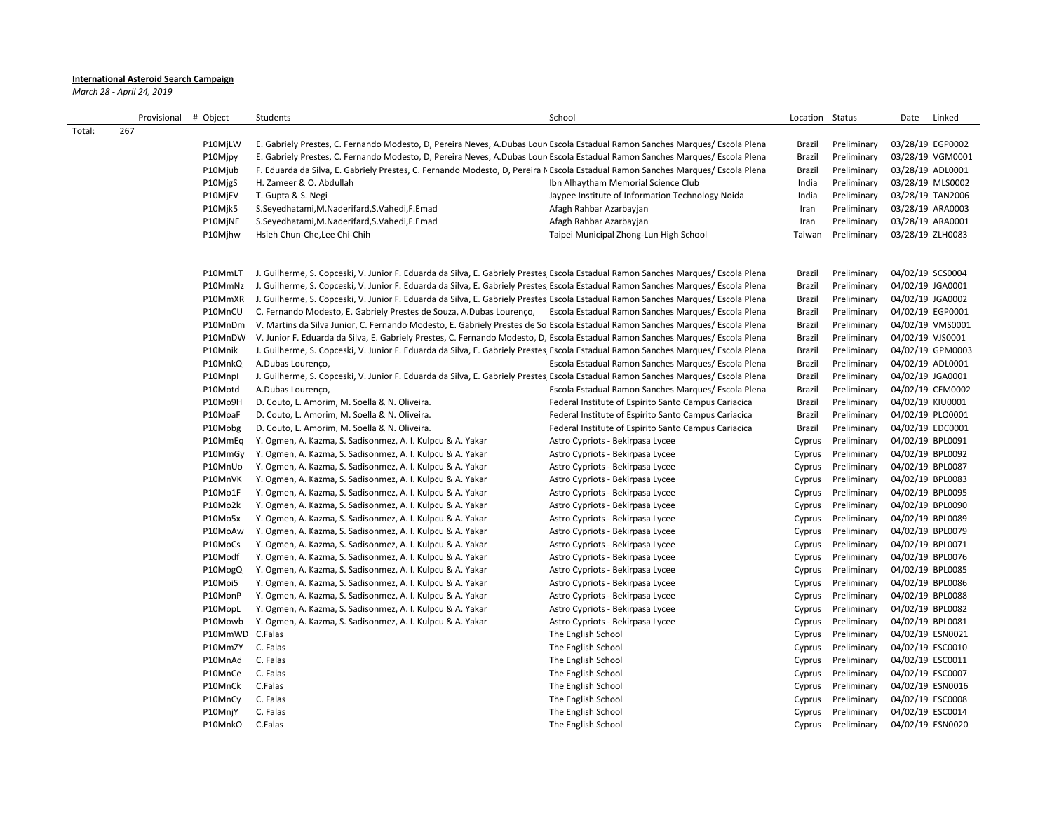**International Asteroid Search Campaign**

*March 28 - April 24, 2019*

| | Provisional | # Object | Students | School | Location | Status | Date | Linked |
|---|---|---|---|---|---|---|---|---|
| Total: | 267 | | | | | | | |
| | | P10MjLW | E. Gabriely Prestes, C. Fernando Modesto, D, Pereira Neves, A.Dubas Lour | Escola Estadual Ramon Sanches Marques/ Escola Plena | Brazil | Preliminary | 03/28/19 | EGP0002 |
| | | P10Mjpy | E. Gabriely Prestes, C. Fernando Modesto, D, Pereira Neves, A.Dubas Lour | Escola Estadual Ramon Sanches Marques/ Escola Plena | Brazil | Preliminary | 03/28/19 | VGM0001 |
| | | P10Mjub | F. Eduarda da Silva, E. Gabriely Prestes, C. Fernando Modesto, D, Pereira N | Escola Estadual Ramon Sanches Marques/ Escola Plena | Brazil | Preliminary | 03/28/19 | ADL0001 |
| | | P10MjgS | H. Zameer & O. Abdullah | Ibn Alhaytham Memorial Science Club | India | Preliminary | 03/28/19 | MLS0002 |
| | | P10MjFV | T. Gupta & S. Negi | Jaypee Institute of Information Technology Noida | India | Preliminary | 03/28/19 | TAN2006 |
| | | P10Mjk5 | S.Seyedhatami,M.Naderifard,S.Vahedi,F.Emad | Afagh Rahbar Azarbayjan | Iran | Preliminary | 03/28/19 | ARA0003 |
| | | P10MjNE | S.Seyedhatami,M.Naderifard,S.Vahedi,F.Emad | Afagh Rahbar Azarbayjan | Iran | Preliminary | 03/28/19 | ARA0001 |
| | | P10Mjhw | Hsieh Chun-Che,Lee Chi-Chih | Taipei Municipal Zhong-Lun High School | Taiwan | Preliminary | 03/28/19 | ZLH0083 |
| | | P10MmLT | J. Guilherme, S. Copceski, V. Junior F. Eduarda da Silva, E. Gabriely Prestes | Escola Estadual Ramon Sanches Marques/ Escola Plena | Brazil | Preliminary | 04/02/19 | SCS0004 |
| | | P10MmNz | J. Guilherme, S. Copceski, V. Junior F. Eduarda da Silva, E. Gabriely Prestes | Escola Estadual Ramon Sanches Marques/ Escola Plena | Brazil | Preliminary | 04/02/19 | JGA0001 |
| | | P10MmXR | J. Guilherme, S. Copceski, V. Junior F. Eduarda da Silva, E. Gabriely Prestes | Escola Estadual Ramon Sanches Marques/ Escola Plena | Brazil | Preliminary | 04/02/19 | JGA0002 |
| | | P10MnCU | C. Fernando Modesto, E. Gabriely Prestes de Souza, A.Dubas Lourenço, | Escola Estadual Ramon Sanches Marques/ Escola Plena | Brazil | Preliminary | 04/02/19 | EGP0001 |
| | | P10MnDm | V. Martins da Silva Junior, C. Fernando Modesto, E. Gabriely Prestes de So | Escola Estadual Ramon Sanches Marques/ Escola Plena | Brazil | Preliminary | 04/02/19 | VMS0001 |
| | | P10MnDW | V. Junior F. Eduarda da Silva, E. Gabriely Prestes, C. Fernando Modesto, D, | Escola Estadual Ramon Sanches Marques/ Escola Plena | Brazil | Preliminary | 04/02/19 | VJS0001 |
| | | P10Mnik | J. Guilherme, S. Copceski, V. Junior F. Eduarda da Silva, E. Gabriely Prestes | Escola Estadual Ramon Sanches Marques/ Escola Plena | Brazil | Preliminary | 04/02/19 | GPM0003 |
| | | P10MnkQ | A.Dubas Lourenço, | Escola Estadual Ramon Sanches Marques/ Escola Plena | Brazil | Preliminary | 04/02/19 | ADL0001 |
| | | P10Mnpl | J. Guilherme, S. Copceski, V. Junior F. Eduarda da Silva, E. Gabriely Prestes | Escola Estadual Ramon Sanches Marques/ Escola Plena | Brazil | Preliminary | 04/02/19 | JGA0001 |
| | | P10Motd | A.Dubas Lourenço, | Escola Estadual Ramon Sanches Marques/ Escola Plena | Brazil | Preliminary | 04/02/19 | CFM0002 |
| | | P10Mo9H | D. Couto, L. Amorim, M. Soella & N. Oliveira. | Federal Institute of Espírito Santo Campus Cariacica | Brazil | Preliminary | 04/02/19 | KIU0001 |
| | | P10MoaF | D. Couto, L. Amorim, M. Soella & N. Oliveira. | Federal Institute of Espírito Santo Campus Cariacica | Brazil | Preliminary | 04/02/19 | PLO0001 |
| | | P10Mobg | D. Couto, L. Amorim, M. Soella & N. Oliveira. | Federal Institute of Espírito Santo Campus Cariacica | Brazil | Preliminary | 04/02/19 | EDC0001 |
| | | P10MmEq | Y. Ogmen, A. Kazma, S. Sadisonmez, A. I. Kulpcu & A. Yakar | Astro Cypriots - Bekirpasa Lycee | Cyprus | Preliminary | 04/02/19 | BPL0091 |
| | | P10MmGy | Y. Ogmen, A. Kazma, S. Sadisonmez, A. I. Kulpcu & A. Yakar | Astro Cypriots - Bekirpasa Lycee | Cyprus | Preliminary | 04/02/19 | BPL0092 |
| | | P10MnUo | Y. Ogmen, A. Kazma, S. Sadisonmez, A. I. Kulpcu & A. Yakar | Astro Cypriots - Bekirpasa Lycee | Cyprus | Preliminary | 04/02/19 | BPL0087 |
| | | P10MnVK | Y. Ogmen, A. Kazma, S. Sadisonmez, A. I. Kulpcu & A. Yakar | Astro Cypriots - Bekirpasa Lycee | Cyprus | Preliminary | 04/02/19 | BPL0083 |
| | | P10Mo1F | Y. Ogmen, A. Kazma, S. Sadisonmez, A. I. Kulpcu & A. Yakar | Astro Cypriots - Bekirpasa Lycee | Cyprus | Preliminary | 04/02/19 | BPL0095 |
| | | P10Mo2k | Y. Ogmen, A. Kazma, S. Sadisonmez, A. I. Kulpcu & A. Yakar | Astro Cypriots - Bekirpasa Lycee | Cyprus | Preliminary | 04/02/19 | BPL0090 |
| | | P10Mo5x | Y. Ogmen, A. Kazma, S. Sadisonmez, A. I. Kulpcu & A. Yakar | Astro Cypriots - Bekirpasa Lycee | Cyprus | Preliminary | 04/02/19 | BPL0089 |
| | | P10MoAw | Y. Ogmen, A. Kazma, S. Sadisonmez, A. I. Kulpcu & A. Yakar | Astro Cypriots - Bekirpasa Lycee | Cyprus | Preliminary | 04/02/19 | BPL0079 |
| | | P10MoCs | Y. Ogmen, A. Kazma, S. Sadisonmez, A. I. Kulpcu & A. Yakar | Astro Cypriots - Bekirpasa Lycee | Cyprus | Preliminary | 04/02/19 | BPL0071 |
| | | P10Modf | Y. Ogmen, A. Kazma, S. Sadisonmez, A. I. Kulpcu & A. Yakar | Astro Cypriots - Bekirpasa Lycee | Cyprus | Preliminary | 04/02/19 | BPL0076 |
| | | P10MogQ | Y. Ogmen, A. Kazma, S. Sadisonmez, A. I. Kulpcu & A. Yakar | Astro Cypriots - Bekirpasa Lycee | Cyprus | Preliminary | 04/02/19 | BPL0085 |
| | | P10Moi5 | Y. Ogmen, A. Kazma, S. Sadisonmez, A. I. Kulpcu & A. Yakar | Astro Cypriots - Bekirpasa Lycee | Cyprus | Preliminary | 04/02/19 | BPL0086 |
| | | P10MonP | Y. Ogmen, A. Kazma, S. Sadisonmez, A. I. Kulpcu & A. Yakar | Astro Cypriots - Bekirpasa Lycee | Cyprus | Preliminary | 04/02/19 | BPL0088 |
| | | P10MopL | Y. Ogmen, A. Kazma, S. Sadisonmez, A. I. Kulpcu & A. Yakar | Astro Cypriots - Bekirpasa Lycee | Cyprus | Preliminary | 04/02/19 | BPL0082 |
| | | P10Mowb | Y. Ogmen, A. Kazma, S. Sadisonmez, A. I. Kulpcu & A. Yakar | Astro Cypriots - Bekirpasa Lycee | Cyprus | Preliminary | 04/02/19 | BPL0081 |
| | | P10MmWD | C.Falas | The English School | Cyprus | Preliminary | 04/02/19 | ESN0021 |
| | | P10MmZY | C. Falas | The English School | Cyprus | Preliminary | 04/02/19 | ESC0010 |
| | | P10MnAd | C. Falas | The English School | Cyprus | Preliminary | 04/02/19 | ESC0011 |
| | | P10MnCe | C. Falas | The English School | Cyprus | Preliminary | 04/02/19 | ESC0007 |
| | | P10MnCk | C.Falas | The English School | Cyprus | Preliminary | 04/02/19 | ESN0016 |
| | | P10MnCy | C. Falas | The English School | Cyprus | Preliminary | 04/02/19 | ESC0008 |
| | | P10MnjY | C. Falas | The English School | Cyprus | Preliminary | 04/02/19 | ESC0014 |
| | | P10MnkO | C.Falas | The English School | Cyprus | Preliminary | 04/02/19 | ESN0020 |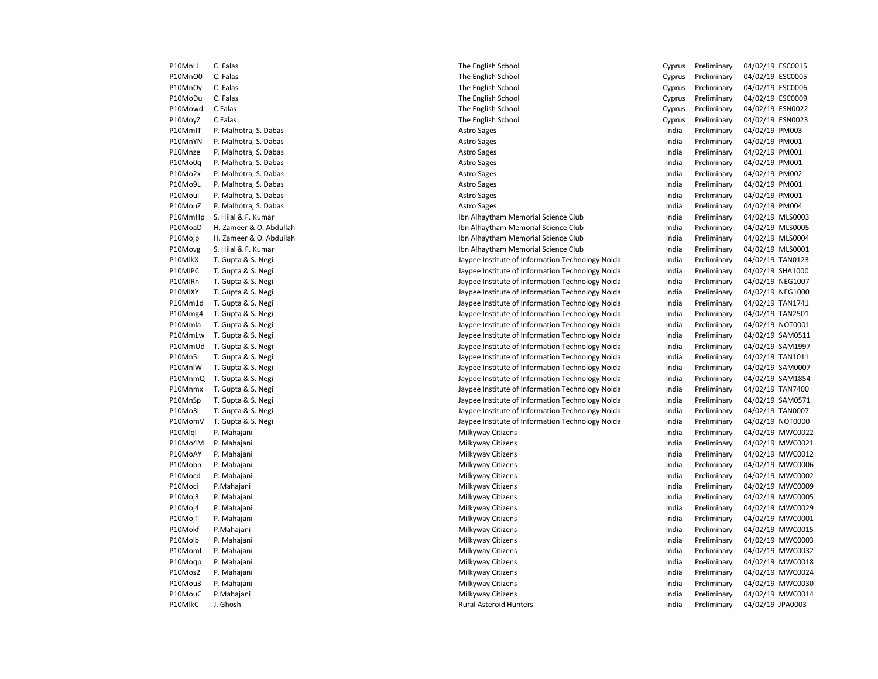| | | | | | | |
|---|---|---|---|---|---|---|
| P10MnLJ | C. Falas | The English School | Cyprus | Preliminary | 04/02/19 | ESC0015 |
| P10MnO0 | C. Falas | The English School | Cyprus | Preliminary | 04/02/19 | ESC0005 |
| P10MnOy | C. Falas | The English School | Cyprus | Preliminary | 04/02/19 | ESC0006 |
| P10MoDu | C. Falas | The English School | Cyprus | Preliminary | 04/02/19 | ESC0009 |
| P10Mowd | C.Falas | The English School | Cyprus | Preliminary | 04/02/19 | ESN0022 |
| P10MoyZ | C.Falas | The English School | Cyprus | Preliminary | 04/02/19 | ESN0023 |
| P10MmIT | P. Malhotra, S. Dabas | Astro Sages | India | Preliminary | 04/02/19 | PM003 |
| P10MnYN | P. Malhotra, S. Dabas | Astro Sages | India | Preliminary | 04/02/19 | PM001 |
| P10Mnze | P. Malhotra, S. Dabas | Astro Sages | India | Preliminary | 04/02/19 | PM001 |
| P10Mo0q | P. Malhotra, S. Dabas | Astro Sages | India | Preliminary | 04/02/19 | PM001 |
| P10Mo2x | P. Malhotra, S. Dabas | Astro Sages | India | Preliminary | 04/02/19 | PM002 |
| P10Mo9L | P. Malhotra, S. Dabas | Astro Sages | India | Preliminary | 04/02/19 | PM001 |
| P10Moui | P. Malhotra, S. Dabas | Astro Sages | India | Preliminary | 04/02/19 | PM001 |
| P10MouZ | P. Malhotra, S. Dabas | Astro Sages | India | Preliminary | 04/02/19 | PM004 |
| P10MmHp | S. Hilal & F. Kumar | Ibn Alhaytham Memorial Science Club | India | Preliminary | 04/02/19 | MLS0003 |
| P10MoaD | H. Zameer & O. Abdullah | Ibn Alhaytham Memorial Science Club | India | Preliminary | 04/02/19 | MLS0005 |
| P10Mojp | H. Zameer & O. Abdullah | Ibn Alhaytham Memorial Science Club | India | Preliminary | 04/02/19 | MLS0004 |
| P10Movg | S. Hilal & F. Kumar | Ibn Alhaytham Memorial Science Club | India | Preliminary | 04/02/19 | MLS0001 |
| P10MlkX | T. Gupta & S. Negi | Jaypee Institute of Information Technology Noida | India | Preliminary | 04/02/19 | TAN0123 |
| P10MlPC | T. Gupta & S. Negi | Jaypee Institute of Information Technology Noida | India | Preliminary | 04/02/19 | SHA1000 |
| P10MlRn | T. Gupta & S. Negi | Jaypee Institute of Information Technology Noida | India | Preliminary | 04/02/19 | NEG1007 |
| P10MlXY | T. Gupta & S. Negi | Jaypee Institute of Information Technology Noida | India | Preliminary | 04/02/19 | NEG1000 |
| P10Mm1d | T. Gupta & S. Negi | Jaypee Institute of Information Technology Noida | India | Preliminary | 04/02/19 | TAN1741 |
| P10Mmg4 | T. Gupta & S. Negi | Jaypee Institute of Information Technology Noida | India | Preliminary | 04/02/19 | TAN2501 |
| P10Mmla | T. Gupta & S. Negi | Jaypee Institute of Information Technology Noida | India | Preliminary | 04/02/19 | NOT0001 |
| P10MmLw | T. Gupta & S. Negi | Jaypee Institute of Information Technology Noida | India | Preliminary | 04/02/19 | SAM0511 |
| P10MmUd | T. Gupta & S. Negi | Jaypee Institute of Information Technology Noida | India | Preliminary | 04/02/19 | SAM1997 |
| P10Mn5I | T. Gupta & S. Negi | Jaypee Institute of Information Technology Noida | India | Preliminary | 04/02/19 | TAN1011 |
| P10MnlW | T. Gupta & S. Negi | Jaypee Institute of Information Technology Noida | India | Preliminary | 04/02/19 | SAM0007 |
| P10MnmQ | T. Gupta & S. Negi | Jaypee Institute of Information Technology Noida | India | Preliminary | 04/02/19 | SAM1854 |
| P10Mnmx | T. Gupta & S. Negi | Jaypee Institute of Information Technology Noida | India | Preliminary | 04/02/19 | TAN7400 |
| P10MnSp | T. Gupta & S. Negi | Jaypee Institute of Information Technology Noida | India | Preliminary | 04/02/19 | SAM0571 |
| P10Mo3i | T. Gupta & S. Negi | Jaypee Institute of Information Technology Noida | India | Preliminary | 04/02/19 | TAN0007 |
| P10MomV | T. Gupta & S. Negi | Jaypee Institute of Information Technology Noida | India | Preliminary | 04/02/19 | NOT0000 |
| P10Mlql | P. Mahajani | Milkyway Citizens | India | Preliminary | 04/02/19 | MWC0022 |
| P10Mo4M | P. Mahajani | Milkyway Citizens | India | Preliminary | 04/02/19 | MWC0021 |
| P10MoAY | P. Mahajani | Milkyway Citizens | India | Preliminary | 04/02/19 | MWC0012 |
| P10Mobn | P. Mahajani | Milkyway Citizens | India | Preliminary | 04/02/19 | MWC0006 |
| P10Mocd | P. Mahajani | Milkyway Citizens | India | Preliminary | 04/02/19 | MWC0002 |
| P10Moci | P.Mahajani | Milkyway Citizens | India | Preliminary | 04/02/19 | MWC0009 |
| P10Moj3 | P. Mahajani | Milkyway Citizens | India | Preliminary | 04/02/19 | MWC0005 |
| P10Moj4 | P. Mahajani | Milkyway Citizens | India | Preliminary | 04/02/19 | MWC0029 |
| P10MojT | P. Mahajani | Milkyway Citizens | India | Preliminary | 04/02/19 | MWC0001 |
| P10Mokf | P.Mahajani | Milkyway Citizens | India | Preliminary | 04/02/19 | MWC0015 |
| P10Molb | P. Mahajani | Milkyway Citizens | India | Preliminary | 04/02/19 | MWC0003 |
| P10Moml | P. Mahajani | Milkyway Citizens | India | Preliminary | 04/02/19 | MWC0032 |
| P10Moqp | P. Mahajani | Milkyway Citizens | India | Preliminary | 04/02/19 | MWC0018 |
| P10Mos2 | P. Mahajani | Milkyway Citizens | India | Preliminary | 04/02/19 | MWC0024 |
| P10Mou3 | P. Mahajani | Milkyway Citizens | India | Preliminary | 04/02/19 | MWC0030 |
| P10MouC | P.Mahajani | Milkyway Citizens | India | Preliminary | 04/02/19 | MWC0014 |
| P10MlkC | J. Ghosh | Rural Asteroid Hunters | India | Preliminary | 04/02/19 | JPA0003 |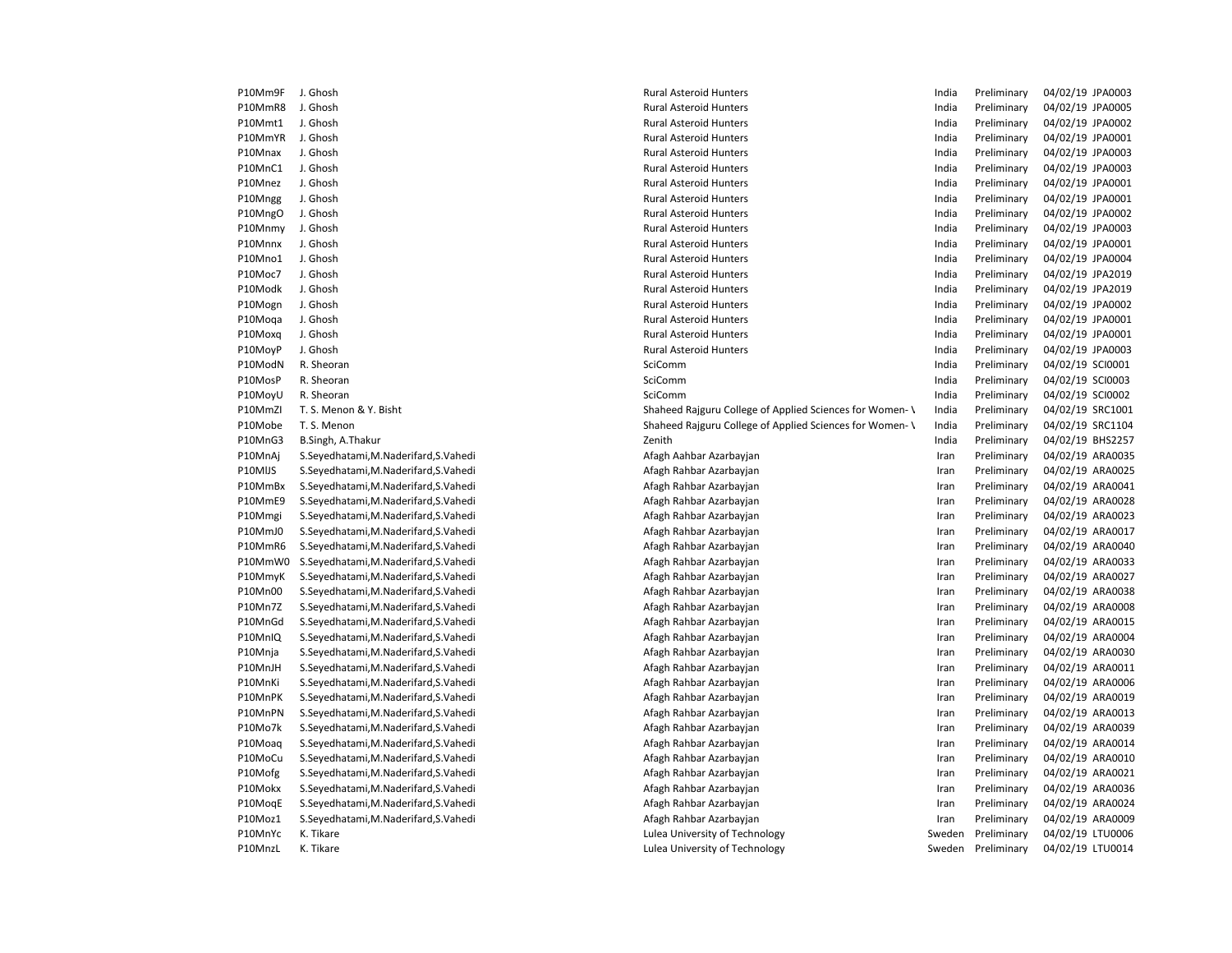| | | | | | | |
|---|---|---|---|---|---|---|
| P10Mm9F | J. Ghosh | Rural Asteroid Hunters | India | Preliminary | 04/02/19 | JPA0003 |
| P10MmR8 | J. Ghosh | Rural Asteroid Hunters | India | Preliminary | 04/02/19 | JPA0005 |
| P10Mmt1 | J. Ghosh | Rural Asteroid Hunters | India | Preliminary | 04/02/19 | JPA0002 |
| P10MmYR | J. Ghosh | Rural Asteroid Hunters | India | Preliminary | 04/02/19 | JPA0001 |
| P10Mnax | J. Ghosh | Rural Asteroid Hunters | India | Preliminary | 04/02/19 | JPA0003 |
| P10MnC1 | J. Ghosh | Rural Asteroid Hunters | India | Preliminary | 04/02/19 | JPA0003 |
| P10Mnez | J. Ghosh | Rural Asteroid Hunters | India | Preliminary | 04/02/19 | JPA0001 |
| P10Mngg | J. Ghosh | Rural Asteroid Hunters | India | Preliminary | 04/02/19 | JPA0001 |
| P10MngO | J. Ghosh | Rural Asteroid Hunters | India | Preliminary | 04/02/19 | JPA0002 |
| P10Mnmy | J. Ghosh | Rural Asteroid Hunters | India | Preliminary | 04/02/19 | JPA0003 |
| P10Mnnx | J. Ghosh | Rural Asteroid Hunters | India | Preliminary | 04/02/19 | JPA0001 |
| P10Mno1 | J. Ghosh | Rural Asteroid Hunters | India | Preliminary | 04/02/19 | JPA0004 |
| P10Moc7 | J. Ghosh | Rural Asteroid Hunters | India | Preliminary | 04/02/19 | JPA2019 |
| P10Modk | J. Ghosh | Rural Asteroid Hunters | India | Preliminary | 04/02/19 | JPA2019 |
| P10Mogn | J. Ghosh | Rural Asteroid Hunters | India | Preliminary | 04/02/19 | JPA0002 |
| P10Moqa | J. Ghosh | Rural Asteroid Hunters | India | Preliminary | 04/02/19 | JPA0001 |
| P10Moxq | J. Ghosh | Rural Asteroid Hunters | India | Preliminary | 04/02/19 | JPA0001 |
| P10MoyP | J. Ghosh | Rural Asteroid Hunters | India | Preliminary | 04/02/19 | JPA0003 |
| P10ModN | R. Sheoran | SciComm | India | Preliminary | 04/02/19 | SCI0001 |
| P10MosP | R. Sheoran | SciComm | India | Preliminary | 04/02/19 | SCI0003 |
| P10MoyU | R. Sheoran | SciComm | India | Preliminary | 04/02/19 | SCI0002 |
| P10MmZl | T. S. Menon & Y. Bisht | Shaheed Rajguru College of Applied Sciences for Women- \ | India | Preliminary | 04/02/19 | SRC1001 |
| P10Mobe | T. S. Menon | Shaheed Rajguru College of Applied Sciences for Women- \ | India | Preliminary | 04/02/19 | SRC1104 |
| P10MnG3 | B.Singh, A.Thakur | Zenith | India | Preliminary | 04/02/19 | BHS2257 |
| P10MnAj | S.Seyedhatami,M.Naderifard,S.Vahedi | Afagh Aahbar Azarbayjan | Iran | Preliminary | 04/02/19 | ARA0035 |
| P10MlJS | S.Seyedhatami,M.Naderifard,S.Vahedi | Afagh Rahbar Azarbayjan | Iran | Preliminary | 04/02/19 | ARA0025 |
| P10MmBx | S.Seyedhatami,M.Naderifard,S.Vahedi | Afagh Rahbar Azarbayjan | Iran | Preliminary | 04/02/19 | ARA0041 |
| P10MmE9 | S.Seyedhatami,M.Naderifard,S.Vahedi | Afagh Rahbar Azarbayjan | Iran | Preliminary | 04/02/19 | ARA0028 |
| P10Mmgi | S.Seyedhatami,M.Naderifard,S.Vahedi | Afagh Rahbar Azarbayjan | Iran | Preliminary | 04/02/19 | ARA0023 |
| P10MmJ0 | S.Seyedhatami,M.Naderifard,S.Vahedi | Afagh Rahbar Azarbayjan | Iran | Preliminary | 04/02/19 | ARA0017 |
| P10MmR6 | S.Seyedhatami,M.Naderifard,S.Vahedi | Afagh Rahbar Azarbayjan | Iran | Preliminary | 04/02/19 | ARA0040 |
| P10MmW0 | S.Seyedhatami,M.Naderifard,S.Vahedi | Afagh Rahbar Azarbayjan | Iran | Preliminary | 04/02/19 | ARA0033 |
| P10MmyK | S.Seyedhatami,M.Naderifard,S.Vahedi | Afagh Rahbar Azarbayjan | Iran | Preliminary | 04/02/19 | ARA0027 |
| P10Mn00 | S.Seyedhatami,M.Naderifard,S.Vahedi | Afagh Rahbar Azarbayjan | Iran | Preliminary | 04/02/19 | ARA0038 |
| P10Mn7Z | S.Seyedhatami,M.Naderifard,S.Vahedi | Afagh Rahbar Azarbayjan | Iran | Preliminary | 04/02/19 | ARA0008 |
| P10MnGd | S.Seyedhatami,M.Naderifard,S.Vahedi | Afagh Rahbar Azarbayjan | Iran | Preliminary | 04/02/19 | ARA0015 |
| P10MnIQ | S.Seyedhatami,M.Naderifard,S.Vahedi | Afagh Rahbar Azarbayjan | Iran | Preliminary | 04/02/19 | ARA0004 |
| P10Mnja | S.Seyedhatami,M.Naderifard,S.Vahedi | Afagh Rahbar Azarbayjan | Iran | Preliminary | 04/02/19 | ARA0030 |
| P10MnJH | S.Seyedhatami,M.Naderifard,S.Vahedi | Afagh Rahbar Azarbayjan | Iran | Preliminary | 04/02/19 | ARA0011 |
| P10MnKi | S.Seyedhatami,M.Naderifard,S.Vahedi | Afagh Rahbar Azarbayjan | Iran | Preliminary | 04/02/19 | ARA0006 |
| P10MnPK | S.Seyedhatami,M.Naderifard,S.Vahedi | Afagh Rahbar Azarbayjan | Iran | Preliminary | 04/02/19 | ARA0019 |
| P10MnPN | S.Seyedhatami,M.Naderifard,S.Vahedi | Afagh Rahbar Azarbayjan | Iran | Preliminary | 04/02/19 | ARA0013 |
| P10Mo7k | S.Seyedhatami,M.Naderifard,S.Vahedi | Afagh Rahbar Azarbayjan | Iran | Preliminary | 04/02/19 | ARA0039 |
| P10Moaq | S.Seyedhatami,M.Naderifard,S.Vahedi | Afagh Rahbar Azarbayjan | Iran | Preliminary | 04/02/19 | ARA0014 |
| P10MoCu | S.Seyedhatami,M.Naderifard,S.Vahedi | Afagh Rahbar Azarbayjan | Iran | Preliminary | 04/02/19 | ARA0010 |
| P10Mofg | S.Seyedhatami,M.Naderifard,S.Vahedi | Afagh Rahbar Azarbayjan | Iran | Preliminary | 04/02/19 | ARA0021 |
| P10Mokx | S.Seyedhatami,M.Naderifard,S.Vahedi | Afagh Rahbar Azarbayjan | Iran | Preliminary | 04/02/19 | ARA0036 |
| P10MoqE | S.Seyedhatami,M.Naderifard,S.Vahedi | Afagh Rahbar Azarbayjan | Iran | Preliminary | 04/02/19 | ARA0024 |
| P10Moz1 | S.Seyedhatami,M.Naderifard,S.Vahedi | Afagh Rahbar Azarbayjan | Iran | Preliminary | 04/02/19 | ARA0009 |
| P10MnYc | K. Tikare | Lulea University of Technology | Sweden | Preliminary | 04/02/19 | LTU0006 |
| P10MnzL | K. Tikare | Lulea University of Technology | Sweden | Preliminary | 04/02/19 | LTU0014 |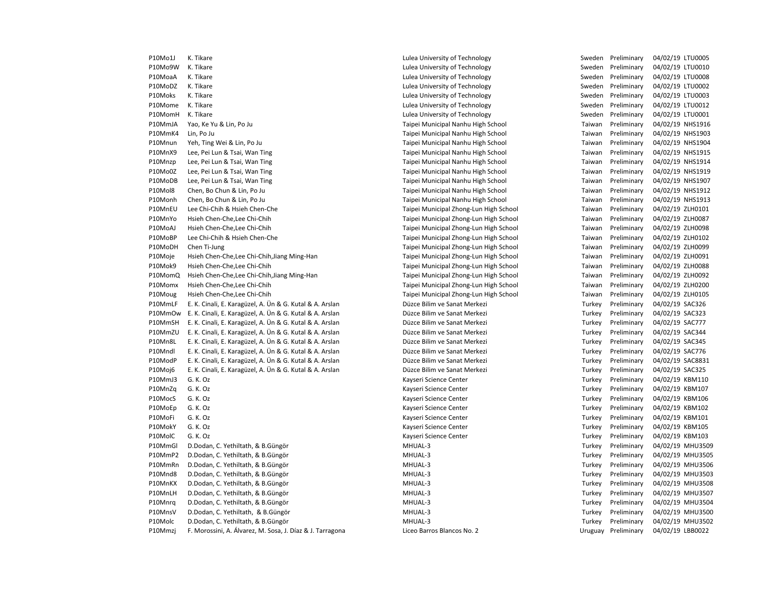| | | | | | | |
|---|---|---|---|---|---|---|
| P10Mo1J | K. Tikare | Lulea University of Technology | Sweden | Preliminary | 04/02/19 | LTU0005 |
| P10Mo9W | K. Tikare | Lulea University of Technology | Sweden | Preliminary | 04/02/19 | LTU0010 |
| P10MoaA | K. Tikare | Lulea University of Technology | Sweden | Preliminary | 04/02/19 | LTU0008 |
| P10MoDZ | K. Tikare | Lulea University of Technology | Sweden | Preliminary | 04/02/19 | LTU0002 |
| P10Moks | K. Tikare | Lulea University of Technology | Sweden | Preliminary | 04/02/19 | LTU0003 |
| P10Mome | K. Tikare | Lulea University of Technology | Sweden | Preliminary | 04/02/19 | LTU0012 |
| P10MomH | K. Tikare | Lulea University of Technology | Sweden | Preliminary | 04/02/19 | LTU0001 |
| P10MmJA | Yao, Ke Yu & Lin, Po Ju | Taipei Municipal Nanhu High School | Taiwan | Preliminary | 04/02/19 | NHS1916 |
| P10MmK4 | Lin, Po Ju | Taipei Municipal Nanhu High School | Taiwan | Preliminary | 04/02/19 | NHS1903 |
| P10Mnun | Yeh, Ting Wei & Lin, Po Ju | Taipei Municipal Nanhu High School | Taiwan | Preliminary | 04/02/19 | NHS1904 |
| P10MnX9 | Lee, Pei Lun & Tsai, Wan Ting | Taipei Municipal Nanhu High School | Taiwan | Preliminary | 04/02/19 | NHS1915 |
| P10Mnzp | Lee, Pei Lun & Tsai, Wan Ting | Taipei Municipal Nanhu High School | Taiwan | Preliminary | 04/02/19 | NHS1914 |
| P10Mo0Z | Lee, Pei Lun & Tsai, Wan Ting | Taipei Municipal Nanhu High School | Taiwan | Preliminary | 04/02/19 | NHS1919 |
| P10MoDB | Lee, Pei Lun & Tsai, Wan Ting | Taipei Municipal Nanhu High School | Taiwan | Preliminary | 04/02/19 | NHS1907 |
| P10Mol8 | Chen, Bo Chun & Lin, Po Ju | Taipei Municipal Nanhu High School | Taiwan | Preliminary | 04/02/19 | NHS1912 |
| P10Monh | Chen, Bo Chun & Lin, Po Ju | Taipei Municipal Nanhu High School | Taiwan | Preliminary | 04/02/19 | NHS1913 |
| P10MnEU | Lee Chi-Chih & Hsieh Chen-Che | Taipei Municipal Zhong-Lun High School | Taiwan | Preliminary | 04/02/19 | ZLH0101 |
| P10MnYo | Hsieh Chen-Che,Lee Chi-Chih | Taipei Municipal Zhong-Lun High School | Taiwan | Preliminary | 04/02/19 | ZLH0087 |
| P10MoAJ | Hsieh Chen-Che,Lee Chi-Chih | Taipei Municipal Zhong-Lun High School | Taiwan | Preliminary | 04/02/19 | ZLH0098 |
| P10MoBP | Lee Chi-Chih & Hsieh Chen-Che | Taipei Municipal Zhong-Lun High School | Taiwan | Preliminary | 04/02/19 | ZLH0102 |
| P10MoDH | Chen Ti-Jung | Taipei Municipal Zhong-Lun High School | Taiwan | Preliminary | 04/02/19 | ZLH0099 |
| P10Moje | Hsieh Chen-Che,Lee Chi-Chih,Jiang Ming-Han | Taipei Municipal Zhong-Lun High School | Taiwan | Preliminary | 04/02/19 | ZLH0091 |
| P10Mok9 | Hsieh Chen-Che,Lee Chi-Chih | Taipei Municipal Zhong-Lun High School | Taiwan | Preliminary | 04/02/19 | ZLH0088 |
| P10MomQ | Hsieh Chen-Che,Lee Chi-Chih,Jiang Ming-Han | Taipei Municipal Zhong-Lun High School | Taiwan | Preliminary | 04/02/19 | ZLH0092 |
| P10Momx | Hsieh Chen-Che,Lee Chi-Chih | Taipei Municipal Zhong-Lun High School | Taiwan | Preliminary | 04/02/19 | ZLH0200 |
| P10Moug | Hsieh Chen-Che,Lee Chi-Chih | Taipei Municipal Zhong-Lun High School | Taiwan | Preliminary | 04/02/19 | ZLH0105 |
| P10MmLF | E. K. Cinali, E. Karagüzel, A. Ün & G. Kutal & A. Arslan | Düzce Bilim ve Sanat Merkezi | Turkey | Preliminary | 04/02/19 | SAC326 |
| P10MmOw | E. K. Cinali, E. Karagüzel, A. Ün & G. Kutal & A. Arslan | Düzce Bilim ve Sanat Merkezi | Turkey | Preliminary | 04/02/19 | SAC323 |
| P10MmSH | E. K. Cinali, E. Karagüzel, A. Ün & G. Kutal & A. Arslan | Düzce Bilim ve Sanat Merkezi | Turkey | Preliminary | 04/02/19 | SAC777 |
| P10MmZU | E. K. Cinali, E. Karagüzel, A. Ün & G. Kutal & A. Arslan | Düzce Bilim ve Sanat Merkezi | Turkey | Preliminary | 04/02/19 | SAC344 |
| P10Mn8L | E. K. Cinali, E. Karagüzel, A. Ün & G. Kutal & A. Arslan | Düzce Bilim ve Sanat Merkezi | Turkey | Preliminary | 04/02/19 | SAC345 |
| P10Mndl | E. K. Cinali, E. Karagüzel, A. Ün & G. Kutal & A. Arslan | Düzce Bilim ve Sanat Merkezi | Turkey | Preliminary | 04/02/19 | SAC776 |
| P10ModP | E. K. Cinali, E. Karagüzel, A. Ün & G. Kutal & A. Arslan | Düzce Bilim ve Sanat Merkezi | Turkey | Preliminary | 04/02/19 | SAC8831 |
| P10Moj6 | E. K. Cinali, E. Karagüzel, A. Ün & G. Kutal & A. Arslan | Düzce Bilim ve Sanat Merkezi | Turkey | Preliminary | 04/02/19 | SAC325 |
| P10MmJ3 | G. K. Oz | Kayseri Science Center | Turkey | Preliminary | 04/02/19 | KBM110 |
| P10MnZq | G. K. Oz | Kayseri Science Center | Turkey | Preliminary | 04/02/19 | KBM107 |
| P10MocS | G. K. Oz | Kayseri Science Center | Turkey | Preliminary | 04/02/19 | KBM106 |
| P10MoEp | G. K. Oz | Kayseri Science Center | Turkey | Preliminary | 04/02/19 | KBM102 |
| P10MoFi | G. K. Oz | Kayseri Science Center | Turkey | Preliminary | 04/02/19 | KBM101 |
| P10MokY | G. K. Oz | Kayseri Science Center | Turkey | Preliminary | 04/02/19 | KBM105 |
| P10MolC | G. K. Oz | Kayseri Science Center | Turkey | Preliminary | 04/02/19 | KBM103 |
| P10MmGl | D.Dodan, C. Yethiltath, & B.Güngör | MHUAL-3 | Turkey | Preliminary | 04/02/19 | MHU3509 |
| P10MmP2 | D.Dodan, C. Yethiltath, & B.Güngör | MHUAL-3 | Turkey | Preliminary | 04/02/19 | MHU3505 |
| P10MmRn | D.Dodan, C. Yethiltath, & B.Güngör | MHUAL-3 | Turkey | Preliminary | 04/02/19 | MHU3506 |
| P10Mnd8 | D.Dodan, C. Yethiltath, & B.Güngör | MHUAL-3 | Turkey | Preliminary | 04/02/19 | MHU3503 |
| P10MnKX | D.Dodan, C. Yethiltath, & B.Güngör | MHUAL-3 | Turkey | Preliminary | 04/02/19 | MHU3508 |
| P10MnLH | D.Dodan, C. Yethiltath, & B.Güngör | MHUAL-3 | Turkey | Preliminary | 04/02/19 | MHU3507 |
| P10Mnrq | D.Dodan, C. Yethiltath, & B.Güngör | MHUAL-3 | Turkey | Preliminary | 04/02/19 | MHU3504 |
| P10MnsV | D.Dodan, C. Yethiltath,  & B.Güngör | MHUAL-3 | Turkey | Preliminary | 04/02/19 | MHU3500 |
| P10Molc | D.Dodan, C. Yethiltath, & B.Güngör | MHUAL-3 | Turkey | Preliminary | 04/02/19 | MHU3502 |
| P10Mmzj | F. Morossini, A. Álvarez, M. Sosa, J. Díaz & J. Tarragona | Liceo Barros Blancos No. 2 | Uruguay | Preliminary | 04/02/19 | LBB0022 |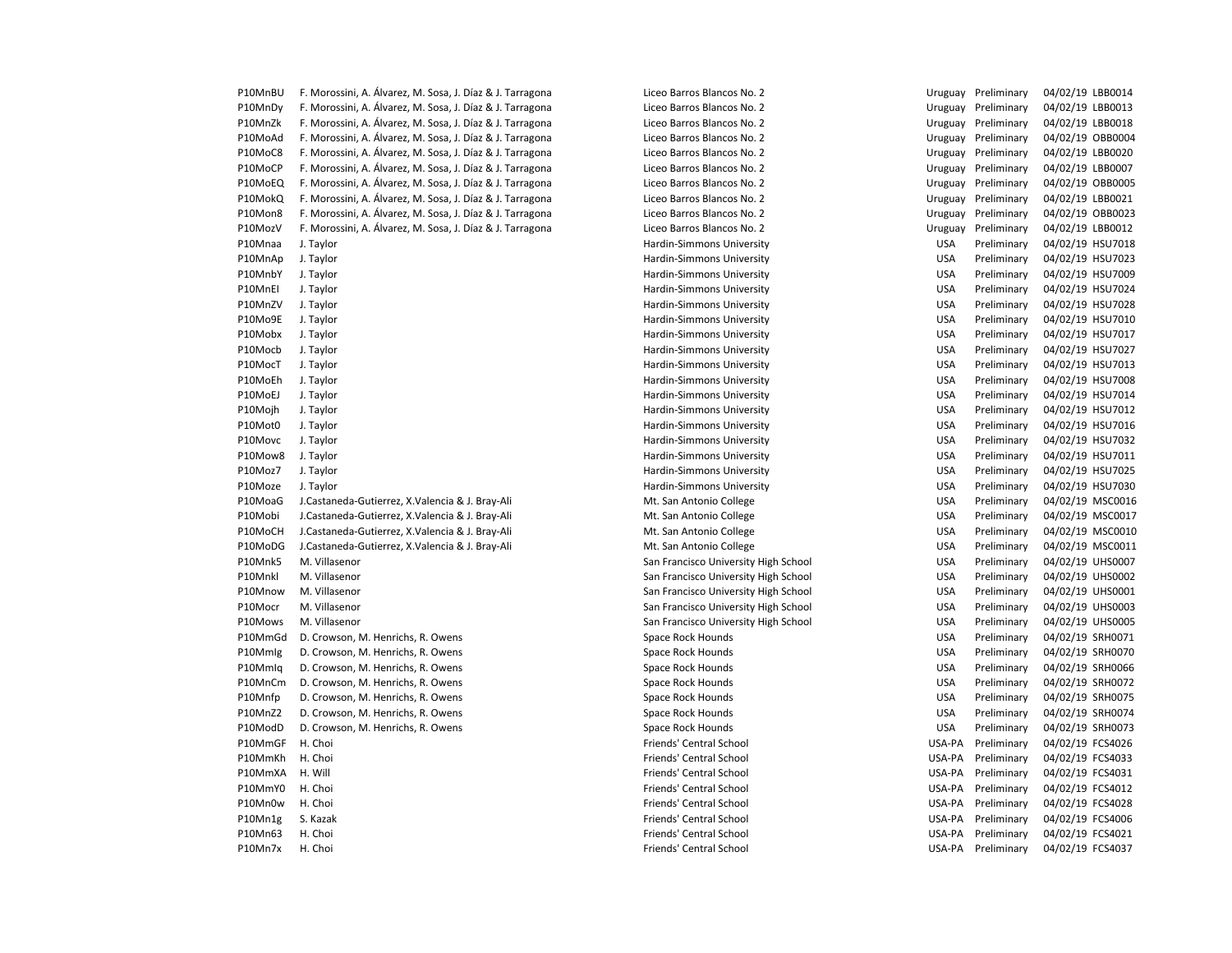| | | | | | | |
|---|---|---|---|---|---|---|
| P10MnBU | F. Morossini, A. Álvarez, M. Sosa, J. Díaz & J. Tarragona | Liceo Barros Blancos No. 2 | Uruguay | Preliminary | 04/02/19 | LBB0014 |
| P10MnDy | F. Morossini, A. Álvarez, M. Sosa, J. Díaz & J. Tarragona | Liceo Barros Blancos No. 2 | Uruguay | Preliminary | 04/02/19 | LBB0013 |
| P10MnZk | F. Morossini, A. Álvarez, M. Sosa, J. Díaz & J. Tarragona | Liceo Barros Blancos No. 2 | Uruguay | Preliminary | 04/02/19 | LBB0018 |
| P10MoAd | F. Morossini, A. Álvarez, M. Sosa, J. Díaz & J. Tarragona | Liceo Barros Blancos No. 2 | Uruguay | Preliminary | 04/02/19 | OBB0004 |
| P10MoC8 | F. Morossini, A. Álvarez, M. Sosa, J. Díaz & J. Tarragona | Liceo Barros Blancos No. 2 | Uruguay | Preliminary | 04/02/19 | LBB0020 |
| P10MoCP | F. Morossini, A. Álvarez, M. Sosa, J. Díaz & J. Tarragona | Liceo Barros Blancos No. 2 | Uruguay | Preliminary | 04/02/19 | LBB0007 |
| P10MoEQ | F. Morossini, A. Álvarez, M. Sosa, J. Díaz & J. Tarragona | Liceo Barros Blancos No. 2 | Uruguay | Preliminary | 04/02/19 | OBB0005 |
| P10MokQ | F. Morossini, A. Álvarez, M. Sosa, J. Díaz & J. Tarragona | Liceo Barros Blancos No. 2 | Uruguay | Preliminary | 04/02/19 | LBB0021 |
| P10Mon8 | F. Morossini, A. Álvarez, M. Sosa, J. Díaz & J. Tarragona | Liceo Barros Blancos No. 2 | Uruguay | Preliminary | 04/02/19 | OBB0023 |
| P10MozV | F. Morossini, A. Álvarez, M. Sosa, J. Díaz & J. Tarragona | Liceo Barros Blancos No. 2 | Uruguay | Preliminary | 04/02/19 | LBB0012 |
| P10Mnaa | J. Taylor | Hardin-Simmons University | USA | Preliminary | 04/02/19 | HSU7018 |
| P10MnAp | J. Taylor | Hardin-Simmons University | USA | Preliminary | 04/02/19 | HSU7023 |
| P10MnbY | J. Taylor | Hardin-Simmons University | USA | Preliminary | 04/02/19 | HSU7009 |
| P10MnEl | J. Taylor | Hardin-Simmons University | USA | Preliminary | 04/02/19 | HSU7024 |
| P10MnZV | J. Taylor | Hardin-Simmons University | USA | Preliminary | 04/02/19 | HSU7028 |
| P10Mo9E | J. Taylor | Hardin-Simmons University | USA | Preliminary | 04/02/19 | HSU7010 |
| P10Mobx | J. Taylor | Hardin-Simmons University | USA | Preliminary | 04/02/19 | HSU7017 |
| P10Mocb | J. Taylor | Hardin-Simmons University | USA | Preliminary | 04/02/19 | HSU7027 |
| P10MocT | J. Taylor | Hardin-Simmons University | USA | Preliminary | 04/02/19 | HSU7013 |
| P10MoEh | J. Taylor | Hardin-Simmons University | USA | Preliminary | 04/02/19 | HSU7008 |
| P10MoEJ | J. Taylor | Hardin-Simmons University | USA | Preliminary | 04/02/19 | HSU7014 |
| P10Mojh | J. Taylor | Hardin-Simmons University | USA | Preliminary | 04/02/19 | HSU7012 |
| P10Mot0 | J. Taylor | Hardin-Simmons University | USA | Preliminary | 04/02/19 | HSU7016 |
| P10Movc | J. Taylor | Hardin-Simmons University | USA | Preliminary | 04/02/19 | HSU7032 |
| P10Mow8 | J. Taylor | Hardin-Simmons University | USA | Preliminary | 04/02/19 | HSU7011 |
| P10Moz7 | J. Taylor | Hardin-Simmons University | USA | Preliminary | 04/02/19 | HSU7025 |
| P10Moze | J. Taylor | Hardin-Simmons University | USA | Preliminary | 04/02/19 | HSU7030 |
| P10MoaG | J.Castaneda-Gutierrez, X.Valencia & J. Bray-Ali | Mt. San Antonio College | USA | Preliminary | 04/02/19 | MSC0016 |
| P10Mobi | J.Castaneda-Gutierrez, X.Valencia & J. Bray-Ali | Mt. San Antonio College | USA | Preliminary | 04/02/19 | MSC0017 |
| P10MoCH | J.Castaneda-Gutierrez, X.Valencia & J. Bray-Ali | Mt. San Antonio College | USA | Preliminary | 04/02/19 | MSC0010 |
| P10MoDG | J.Castaneda-Gutierrez, X.Valencia & J. Bray-Ali | Mt. San Antonio College | USA | Preliminary | 04/02/19 | MSC0011 |
| P10Mnk5 | M. Villasenor | San Francisco University High School | USA | Preliminary | 04/02/19 | UHS0007 |
| P10Mnkl | M. Villasenor | San Francisco University High School | USA | Preliminary | 04/02/19 | UHS0002 |
| P10Mnow | M. Villasenor | San Francisco University High School | USA | Preliminary | 04/02/19 | UHS0001 |
| P10Mocr | M. Villasenor | San Francisco University High School | USA | Preliminary | 04/02/19 | UHS0003 |
| P10Mows | M. Villasenor | San Francisco University High School | USA | Preliminary | 04/02/19 | UHS0005 |
| P10MmGd | D. Crowson, M. Henrichs, R. Owens | Space Rock Hounds | USA | Preliminary | 04/02/19 | SRH0071 |
| P10Mmlg | D. Crowson, M. Henrichs, R. Owens | Space Rock Hounds | USA | Preliminary | 04/02/19 | SRH0070 |
| P10Mmlq | D. Crowson, M. Henrichs, R. Owens | Space Rock Hounds | USA | Preliminary | 04/02/19 | SRH0066 |
| P10MnCm | D. Crowson, M. Henrichs, R. Owens | Space Rock Hounds | USA | Preliminary | 04/02/19 | SRH0072 |
| P10Mnfp | D. Crowson, M. Henrichs, R. Owens | Space Rock Hounds | USA | Preliminary | 04/02/19 | SRH0075 |
| P10MnZ2 | D. Crowson, M. Henrichs, R. Owens | Space Rock Hounds | USA | Preliminary | 04/02/19 | SRH0074 |
| P10ModD | D. Crowson, M. Henrichs, R. Owens | Space Rock Hounds | USA | Preliminary | 04/02/19 | SRH0073 |
| P10MmGF | H. Choi | Friends' Central School | USA-PA | Preliminary | 04/02/19 | FCS4026 |
| P10MmKh | H. Choi | Friends' Central School | USA-PA | Preliminary | 04/02/19 | FCS4033 |
| P10MmXA | H. Will | Friends' Central School | USA-PA | Preliminary | 04/02/19 | FCS4031 |
| P10MmY0 | H. Choi | Friends' Central School | USA-PA | Preliminary | 04/02/19 | FCS4012 |
| P10Mn0w | H. Choi | Friends' Central School | USA-PA | Preliminary | 04/02/19 | FCS4028 |
| P10Mn1g | S. Kazak | Friends' Central School | USA-PA | Preliminary | 04/02/19 | FCS4006 |
| P10Mn63 | H. Choi | Friends' Central School | USA-PA | Preliminary | 04/02/19 | FCS4021 |
| P10Mn7x | H. Choi | Friends' Central School | USA-PA | Preliminary | 04/02/19 | FCS4037 |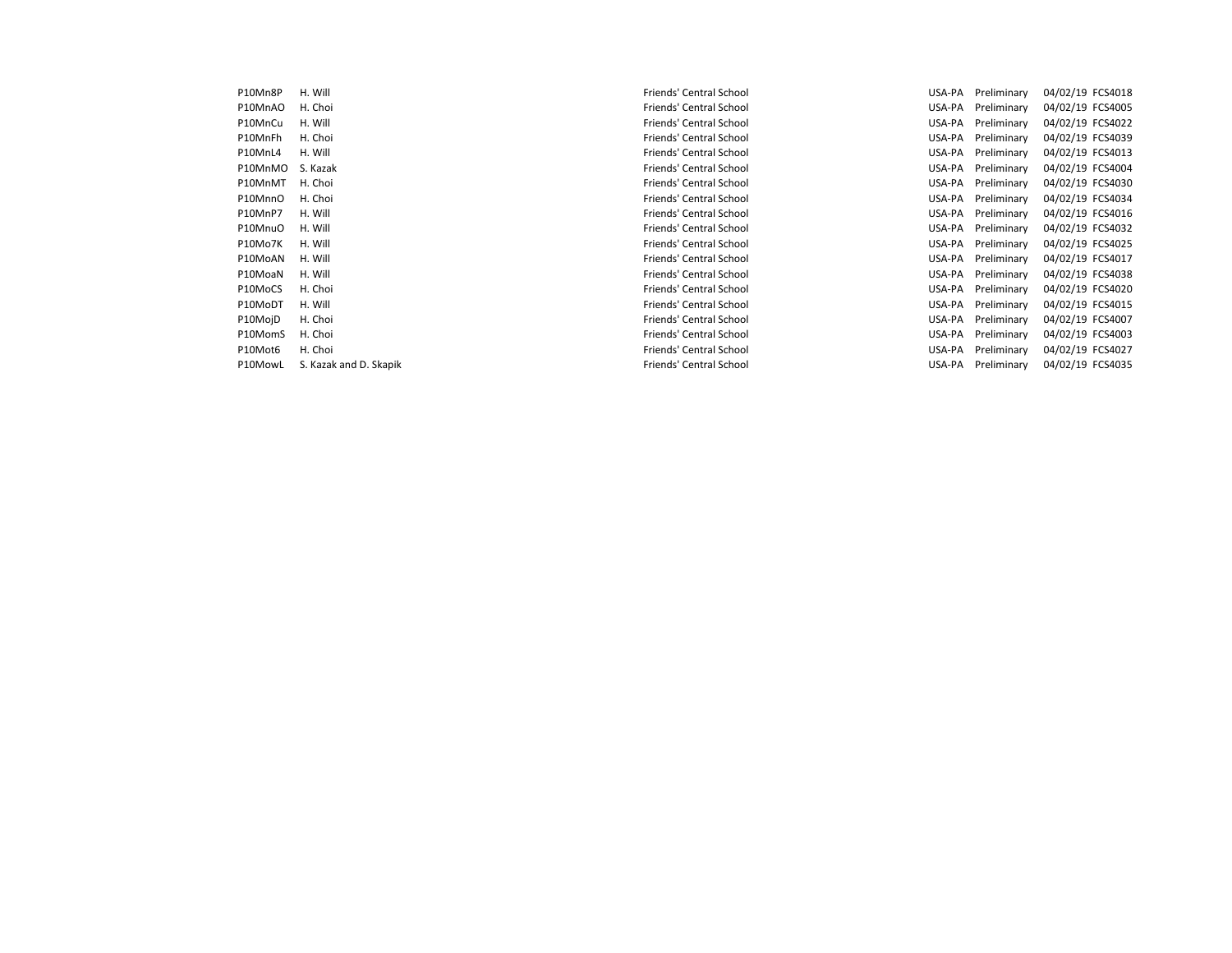| | | | | | | |
|---|---|---|---|---|---|---|
| P10Mn8P | H. Will | Friends' Central School | USA-PA | Preliminary | 04/02/19 | FCS4018 |
| P10MnAO | H. Choi | Friends' Central School | USA-PA | Preliminary | 04/02/19 | FCS4005 |
| P10MnCu | H. Will | Friends' Central School | USA-PA | Preliminary | 04/02/19 | FCS4022 |
| P10MnFh | H. Choi | Friends' Central School | USA-PA | Preliminary | 04/02/19 | FCS4039 |
| P10MnL4 | H. Will | Friends' Central School | USA-PA | Preliminary | 04/02/19 | FCS4013 |
| P10MnMO | S. Kazak | Friends' Central School | USA-PA | Preliminary | 04/02/19 | FCS4004 |
| P10MnMT | H. Choi | Friends' Central School | USA-PA | Preliminary | 04/02/19 | FCS4030 |
| P10MnnO | H. Choi | Friends' Central School | USA-PA | Preliminary | 04/02/19 | FCS4034 |
| P10MnP7 | H. Will | Friends' Central School | USA-PA | Preliminary | 04/02/19 | FCS4016 |
| P10MnuO | H. Will | Friends' Central School | USA-PA | Preliminary | 04/02/19 | FCS4032 |
| P10Mo7K | H. Will | Friends' Central School | USA-PA | Preliminary | 04/02/19 | FCS4025 |
| P10MoAN | H. Will | Friends' Central School | USA-PA | Preliminary | 04/02/19 | FCS4017 |
| P10MoaN | H. Will | Friends' Central School | USA-PA | Preliminary | 04/02/19 | FCS4038 |
| P10MoCS | H. Choi | Friends' Central School | USA-PA | Preliminary | 04/02/19 | FCS4020 |
| P10MoDT | H. Will | Friends' Central School | USA-PA | Preliminary | 04/02/19 | FCS4015 |
| P10MojD | H. Choi | Friends' Central School | USA-PA | Preliminary | 04/02/19 | FCS4007 |
| P10MomS | H. Choi | Friends' Central School | USA-PA | Preliminary | 04/02/19 | FCS4003 |
| P10Mot6 | H. Choi | Friends' Central School | USA-PA | Preliminary | 04/02/19 | FCS4027 |
| P10MowL | S. Kazak and D. Skapik | Friends' Central School | USA-PA | Preliminary | 04/02/19 | FCS4035 |